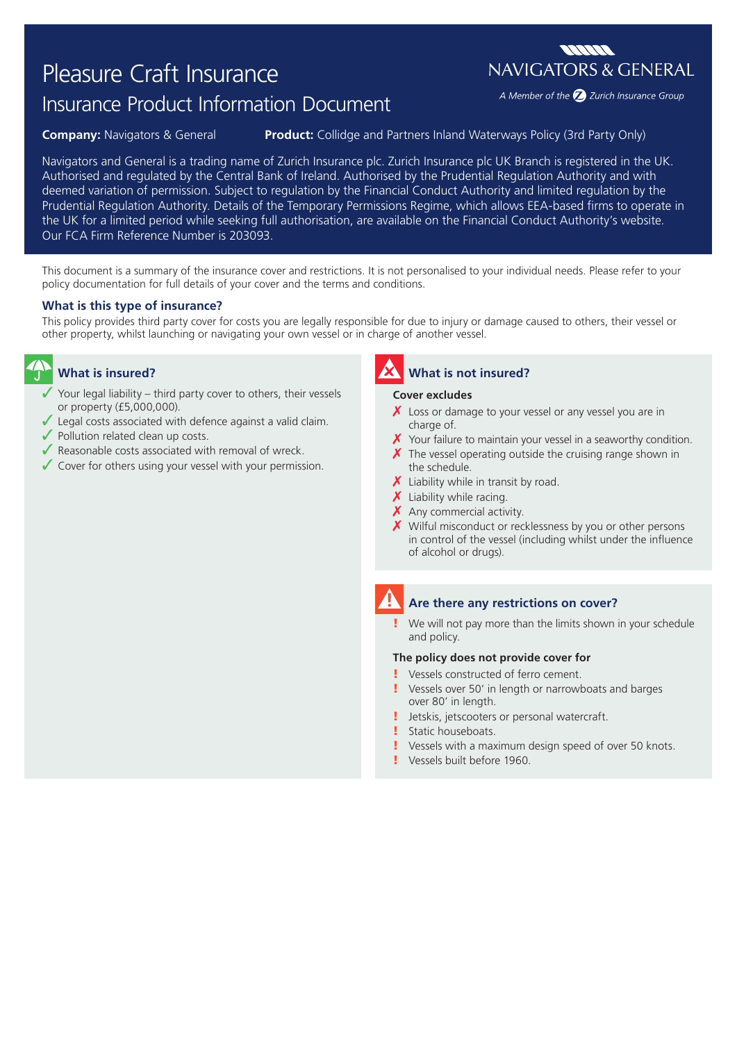# Pleasure Craft Insurance

## Insurance Product Information Document

NAVIGATORS & GENERAL

*A Member of the Zurich Insurance Group*

**Company:** Navigators & General **Product:** Collidge and Partners Inland Waterways Policy (3rd Party Only)

Navigators and General is a trading name of Zurich Insurance plc. Zurich Insurance plc UK Branch is registered in the UK. Authorised and regulated by the Central Bank of Ireland. Authorised by the Prudential Regulation Authority and with deemed variation of permission. Subject to regulation by the Financial Conduct Authority and limited regulation by the Prudential Regulation Authority. Details of the Temporary Permissions Regime, which allows EEA-based firms to operate in the UK for a limited period while seeking full authorisation, are available on the Financial Conduct Authority's website. Our FCA Firm Reference Number is 203093.

This document is a summary of the insurance cover and restrictions. It is not personalised to your individual needs. Please refer to your policy documentation for full details of your cover and the terms and conditions.

### What is this type of insurance?

This policy provides third party cover for costs you are legally responsible for due to injury or damage caused to others, their vessel or other property, whilst launching or navigating your own vessel or in charge of another vessel.

### What is insured?

- ✓ Your legal liability – third party cover to others, their vessels or property (£5,000,000).
- ✓ Legal costs associated with defence against a valid claim.
- ✓ Pollution related clean up costs.
- ✓ Reasonable costs associated with removal of wreck.
- ✓ Cover for others using your vessel with your permission.

### What is not insured?

**Cover excludes**

- ✗ Loss or damage to your vessel or any vessel you are in charge of.
- ✗ Your failure to maintain your vessel in a seaworthy condition.
- ✗ The vessel operating outside the cruising range shown in the schedule.
- ✗ Liability while in transit by road.
- ✗ Liability while racing.
- ✗ Any commercial activity.
- ✗ Wilful misconduct or recklessness by you or other persons in control of the vessel (including whilst under the influence of alcohol or drugs).

### Are there any restrictions on cover?

- ! We will not pay more than the limits shown in your schedule and policy.

**The policy does not provide cover for**

- ! Vessels constructed of ferro cement.
- ! Vessels over 50' in length or narrowboats and barges over 80' in length.
- ! Jetskis, jetscooters or personal watercraft.
- ! Static houseboats.
- ! Vessels with a maximum design speed of over 50 knots.
- ! Vessels built before 1960.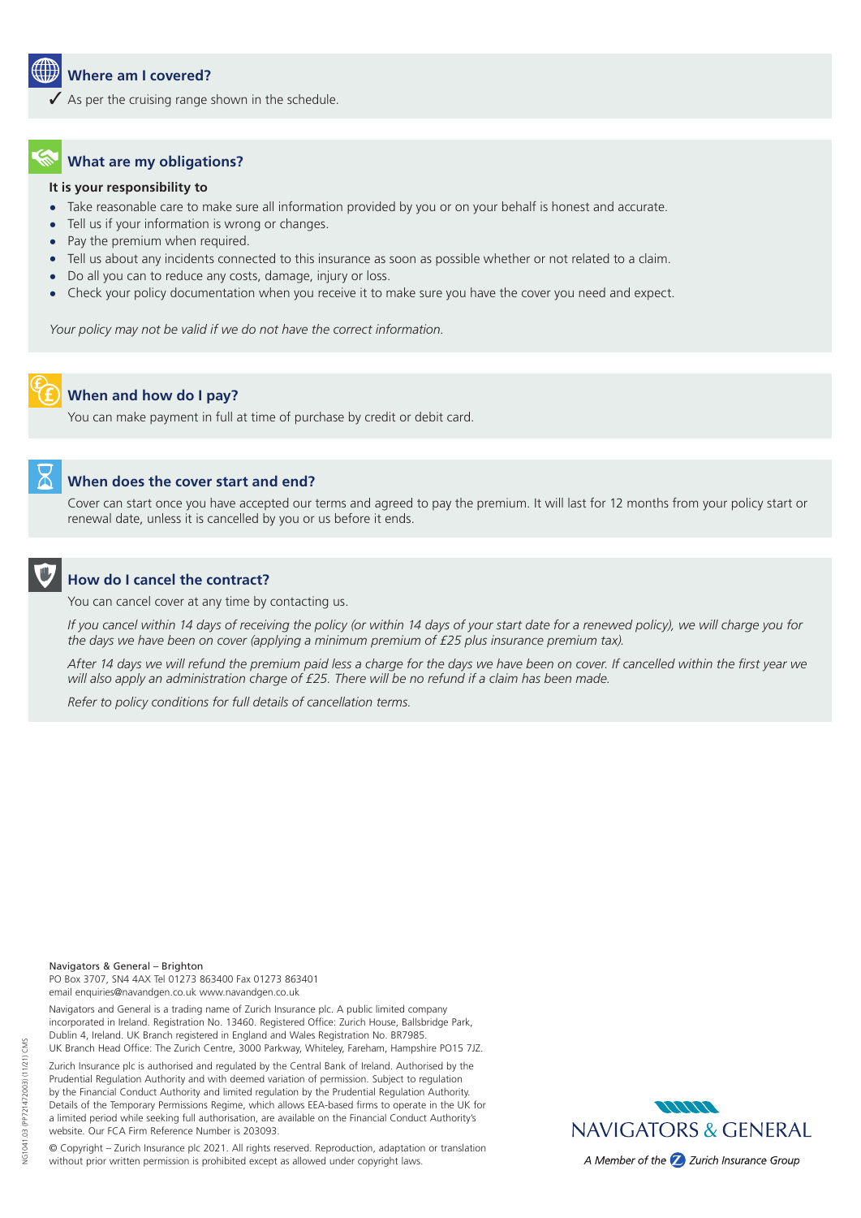## Where am I covered?

✓ As per the cruising range shown in the schedule.

## What are my obligations?

**It is your responsibility to**

- Take reasonable care to make sure all information provided by you or on your behalf is honest and accurate.
- Tell us if your information is wrong or changes.
- Pay the premium when required.
- Tell us about any incidents connected to this insurance as soon as possible whether or not related to a claim.
- Do all you can to reduce any costs, damage, injury or loss.
- Check your policy documentation when you receive it to make sure you have the cover you need and expect.

*Your policy may not be valid if we do not have the correct information.*

## When and how do I pay?

You can make payment in full at time of purchase by credit or debit card.

## When does the cover start and end?

Cover can start once you have accepted our terms and agreed to pay the premium. It will last for 12 months from your policy start or renewal date, unless it is cancelled by you or us before it ends.

## How do I cancel the contract?

You can cancel cover at any time by contacting us.

*If you cancel within 14 days of receiving the policy (or within 14 days of your start date for a renewed policy), we will charge you for the days we have been on cover (applying a minimum premium of £25 plus insurance premium tax).*

*After 14 days we will refund the premium paid less a charge for the days we have been on cover. If cancelled within the first year we will also apply an administration charge of £25. There will be no refund if a claim has been made.*

*Refer to policy conditions for full details of cancellation terms.*

Navigators & General – Brighton
PO Box 3707, SN4 4AX Tel 01273 863400 Fax 01273 863401
email enquiries@navandgen.co.uk www.navandgen.co.uk

Navigators and General is a trading name of Zurich Insurance plc. A public limited company incorporated in Ireland. Registration No. 13460. Registered Office: Zurich House, Ballsbridge Park, Dublin 4, Ireland. UK Branch registered in England and Wales Registration No. BR7985. UK Branch Head Office: The Zurich Centre, 3000 Parkway, Whiteley, Fareham, Hampshire PO15 7JZ.

Zurich Insurance plc is authorised and regulated by the Central Bank of Ireland. Authorised by the Prudential Regulation Authority and with deemed variation of permission. Subject to regulation by the Financial Conduct Authority and limited regulation by the Prudential Regulation Authority. Details of the Temporary Permissions Regime, which allows EEA-based firms to operate in the UK for a limited period while seeking full authorisation, are available on the Financial Conduct Authority's website. Our FCA Firm Reference Number is 203093.

© Copyright – Zurich Insurance plc 2021. All rights reserved. Reproduction, adaptation or translation without prior written permission is prohibited except as allowed under copyright laws.

NG1041.03 (PP7214472003) (11/21) CMS

NAVIGATORS & GENERAL

*A Member of the Zurich Insurance Group*